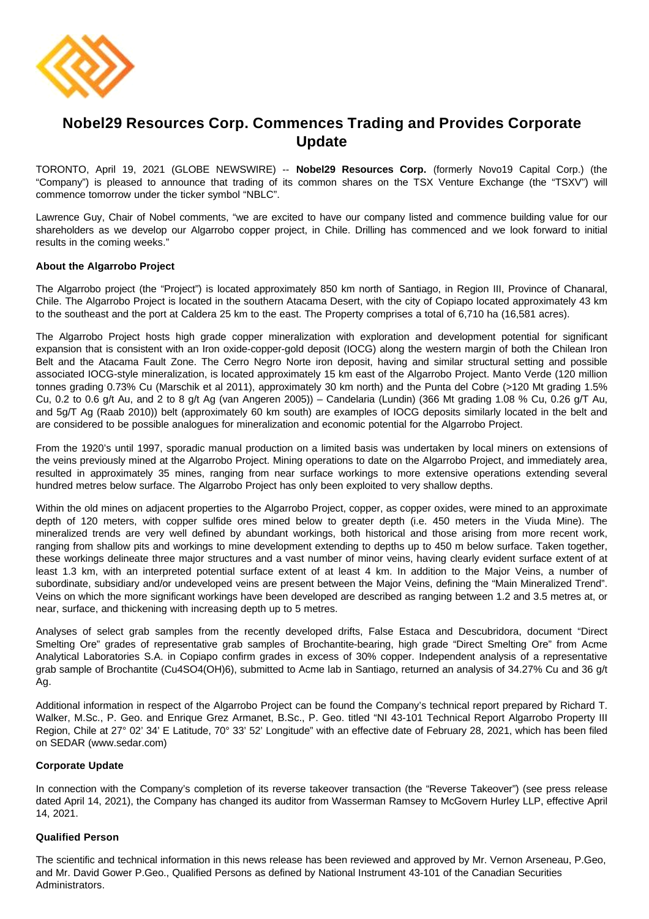# Nobel29 Resources Corp. Commences Trading and Provides Corporate Update

TORONTO, April 19, 2021 (GLOBE NEWSWIRE) -- **Nobel29 Resources Corp.** (formerly Novo19 Capital Corp.) (the "Company") is pleased to announce that trading of its common shares on the TSX Venture Exchange (the "TSXV") will commence tomorrow under the ticker symbol "NBLC".

Lawrence Guy, Chair of Nobel comments, "we are excited to have our company listed and commence building value for our shareholders as we develop our Algarrobo copper project, in Chile. Drilling has commenced and we look forward to initial results in the coming weeks."

**About the Algarrobo Project**

The Algarrobo project (the "Project") is located approximately 850 km north of Santiago, in Region III, Province of Chanaral, Chile. The Algarrobo Project is located in the southern Atacama Desert, with the city of Copiapo located approximately 43 km to the southeast and the port at Caldera 25 km to the east. The Property comprises a total of 6,710 ha (16,581 acres).

The Algarrobo Project hosts high grade copper mineralization with exploration and development potential for significant expansion that is consistent with an Iron oxide-copper-gold deposit (IOCG) along the western margin of both the Chilean Iron Belt and the Atacama Fault Zone. The Cerro Negro Norte iron deposit, having and similar structural setting and possible associated IOCG-style mineralization, is located approximately 15 km east of the Algarrobo Project. Manto Verde (120 million tonnes grading 0.73% Cu (Marschik et al 2011), approximately 30 km north) and the Punta del Cobre (>120 Mt grading 1.5% Cu, 0.2 to 0.6 g/t Au, and 2 to 8 g/t Ag (van Angeren 2005)) – Candelaria (Lundin) (366 Mt grading 1.08 % Cu, 0.26 g/T Au, and 5g/T Ag (Raab 2010)) belt (approximately 60 km south) are examples of IOCG deposits similarly located in the belt and are considered to be possible analogues for mineralization and economic potential for the Algarrobo Project.

From the 1920's until 1997, sporadic manual production on a limited basis was undertaken by local miners on extensions of the veins previously mined at the Algarrobo Project. Mining operations to date on the Algarrobo Project, and immediately area, resulted in approximately 35 mines, ranging from near surface workings to more extensive operations extending several hundred metres below surface. The Algarrobo Project has only been exploited to very shallow depths.

Within the old mines on adjacent properties to the Algarrobo Project, copper, as copper oxides, were mined to an approximate depth of 120 meters, with copper sulfide ores mined below to greater depth (i.e. 450 meters in the Viuda Mine). The mineralized trends are very well defined by abundant workings, both historical and those arising from more recent work, ranging from shallow pits and workings to mine development extending to depths up to 450 m below surface. Taken together, these workings delineate three major structures and a vast number of minor veins, having clearly evident surface extent of at least 1.3 km, with an interpreted potential surface extent of at least 4 km. In addition to the Major Veins, a number of subordinate, subsidiary and/or undeveloped veins are present between the Major Veins, defining the "Main Mineralized Trend". Veins on which the more significant workings have been developed are described as ranging between 1.2 and 3.5 metres at, or near, surface, and thickening with increasing depth up to 5 metres.

Analyses of select grab samples from the recently developed drifts, False Estaca and Descubridora, document "Direct Smelting Ore" grades of representative grab samples of Brochantite-bearing, high grade "Direct Smelting Ore" from Acme Analytical Laboratories S.A. in Copiapo confirm grades in excess of 30% copper. Independent analysis of a representative grab sample of Brochantite ($Cu_4SO_4(OH)_6$), submitted to Acme lab in Santiago, returned an analysis of 34.27% Cu and 36 g/t Ag.

Additional information in respect of the Algarrobo Project can be found the Company's technical report prepared by Richard T. Walker, M.Sc., P. Geo. and Enrique Grez Armanet, B.Sc., P. Geo. titled "NI 43-101 Technical Report Algarrobo Property III Region, Chile at 27° 02' 34' E Latitude, 70° 33' 52' Longitude" with an effective date of February 28, 2021, which has been filed on SEDAR (www.sedar.com)

**Corporate Update**

In connection with the Company's completion of its reverse takeover transaction (the "Reverse Takeover") (see press release dated April 14, 2021), the Company has changed its auditor from Wasserman Ramsey to McGovern Hurley LLP, effective April 14, 2021.

**Qualified Person**

The scientific and technical information in this news release has been reviewed and approved by Mr. Vernon Arseneau, P.Geo, and Mr. David Gower P.Geo., Qualified Persons as defined by National Instrument 43-101 of the Canadian Securities Administrators.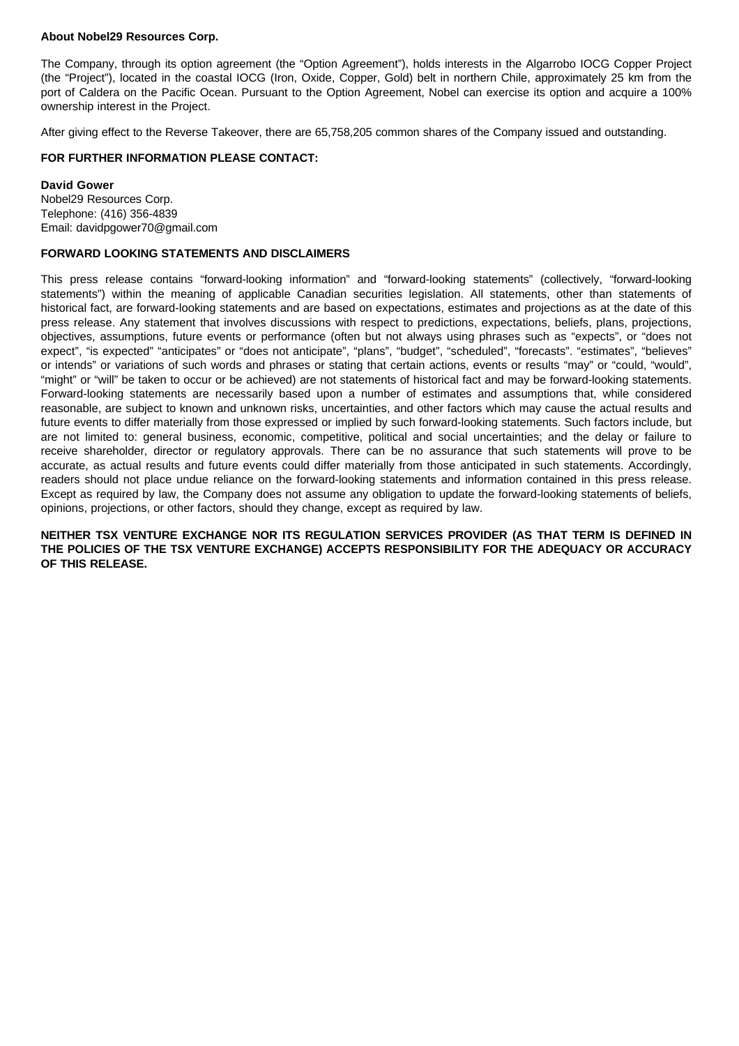**About Nobel29 Resources Corp.**

The Company, through its option agreement (the "Option Agreement"), holds interests in the Algarrobo IOCG Copper Project (the "Project"), located in the coastal IOCG (Iron, Oxide, Copper, Gold) belt in northern Chile, approximately 25 km from the port of Caldera on the Pacific Ocean. Pursuant to the Option Agreement, Nobel can exercise its option and acquire a 100% ownership interest in the Project.

After giving effect to the Reverse Takeover, there are 65,758,205 common shares of the Company issued and outstanding.

**FOR FURTHER INFORMATION PLEASE CONTACT:**

**David Gower**
Nobel29 Resources Corp.
Telephone: (416) 356-4839
Email: davidpgower70@gmail.com

**FORWARD LOOKING STATEMENTS AND DISCLAIMERS**

This press release contains "forward-looking information" and "forward-looking statements" (collectively, "forward-looking statements") within the meaning of applicable Canadian securities legislation. All statements, other than statements of historical fact, are forward-looking statements and are based on expectations, estimates and projections as at the date of this press release. Any statement that involves discussions with respect to predictions, expectations, beliefs, plans, projections, objectives, assumptions, future events or performance (often but not always using phrases such as "expects", or "does not expect", "is expected" "anticipates" or "does not anticipate", "plans", "budget", "scheduled", "forecasts". "estimates", "believes" or intends" or variations of such words and phrases or stating that certain actions, events or results "may" or "could, "would", "might" or "will" be taken to occur or be achieved) are not statements of historical fact and may be forward-looking statements. Forward-looking statements are necessarily based upon a number of estimates and assumptions that, while considered reasonable, are subject to known and unknown risks, uncertainties, and other factors which may cause the actual results and future events to differ materially from those expressed or implied by such forward-looking statements. Such factors include, but are not limited to: general business, economic, competitive, political and social uncertainties; and the delay or failure to receive shareholder, director or regulatory approvals. There can be no assurance that such statements will prove to be accurate, as actual results and future events could differ materially from those anticipated in such statements. Accordingly, readers should not place undue reliance on the forward-looking statements and information contained in this press release. Except as required by law, the Company does not assume any obligation to update the forward-looking statements of beliefs, opinions, projections, or other factors, should they change, except as required by law.

**NEITHER TSX VENTURE EXCHANGE NOR ITS REGULATION SERVICES PROVIDER (AS THAT TERM IS DEFINED IN THE POLICIES OF THE TSX VENTURE EXCHANGE) ACCEPTS RESPONSIBILITY FOR THE ADEQUACY OR ACCURACY OF THIS RELEASE.**